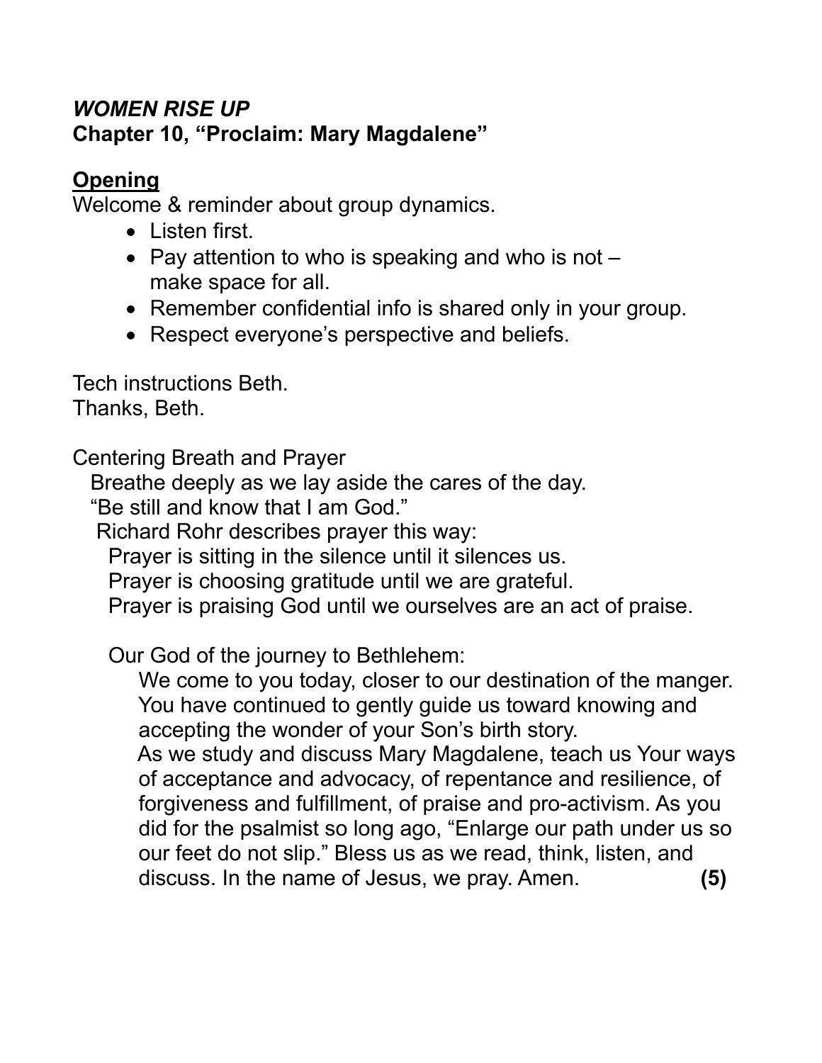***WOMEN RISE UP***
**Chapter 10, "Proclaim: Mary Magdalene"**

**Opening**

Welcome & reminder about group dynamics.

- Listen first.
- Pay attention to who is speaking and who is not – make space for all.
- Remember confidential info is shared only in your group.
- Respect everyone's perspective and beliefs.

Tech instructions Beth.
Thanks, Beth.

Centering Breath and Prayer

Breathe deeply as we lay aside the cares of the day.
"Be still and know that I am God."
Richard Rohr describes prayer this way:
Prayer is sitting in the silence until it silences us.
Prayer is choosing gratitude until we are grateful.
Prayer is praising God until we ourselves are an act of praise.

Our God of the journey to Bethlehem:
We come to you today, closer to our destination of the manger. You have continued to gently guide us toward knowing and accepting the wonder of your Son's birth story.
As we study and discuss Mary Magdalene, teach us Your ways of acceptance and advocacy, of repentance and resilience, of forgiveness and fulfillment, of praise and pro-activism. As you did for the psalmist so long ago, "Enlarge our path under us so our feet do not slip." Bless us as we read, think, listen, and discuss. In the name of Jesus, we pray. Amen. **(5)**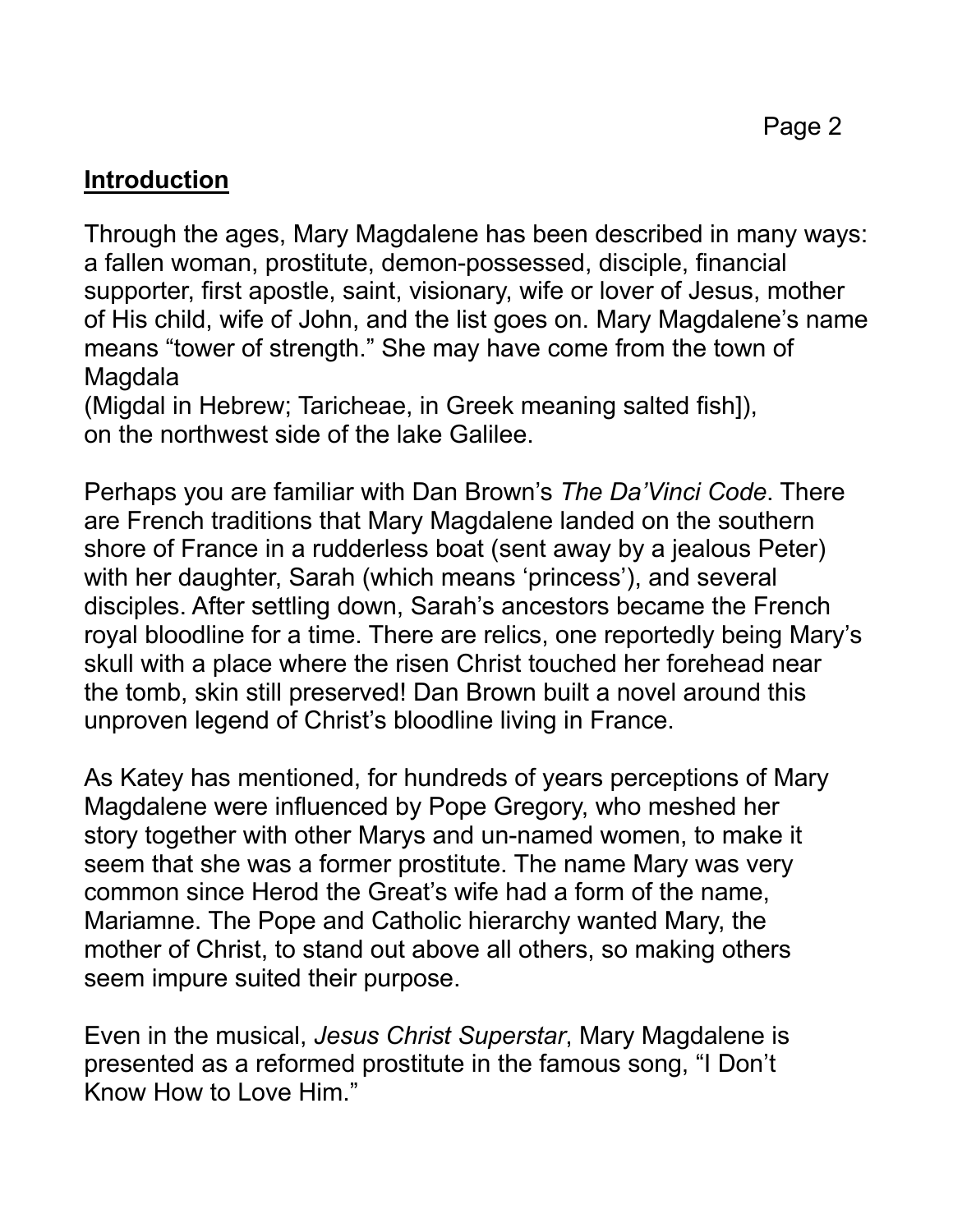## **Introduction**

Through the ages, Mary Magdalene has been described in many ways: a fallen woman, prostitute, demon-possessed, disciple, financial supporter, first apostle, saint, visionary, wife or lover of Jesus, mother of His child, wife of John, and the list goes on. Mary Magdalene's name means "tower of strength." She may have come from the town of Magdala
(Migdal in Hebrew; Taricheae, in Greek meaning salted fish]), on the northwest side of the lake Galilee.

Perhaps you are familiar with Dan Brown's *The Da'Vinci Code*. There are French traditions that Mary Magdalene landed on the southern shore of France in a rudderless boat (sent away by a jealous Peter) with her daughter, Sarah (which means 'princess'), and several disciples. After settling down, Sarah's ancestors became the French royal bloodline for a time. There are relics, one reportedly being Mary's skull with a place where the risen Christ touched her forehead near the tomb, skin still preserved! Dan Brown built a novel around this unproven legend of Christ's bloodline living in France.

As Katey has mentioned, for hundreds of years perceptions of Mary Magdalene were influenced by Pope Gregory, who meshed her story together with other Marys and un-named women, to make it seem that she was a former prostitute. The name Mary was very common since Herod the Great's wife had a form of the name, Mariamne. The Pope and Catholic hierarchy wanted Mary, the mother of Christ, to stand out above all others, so making others seem impure suited their purpose.

Even in the musical, *Jesus Christ Superstar*, Mary Magdalene is presented as a reformed prostitute in the famous song, "I Don't Know How to Love Him."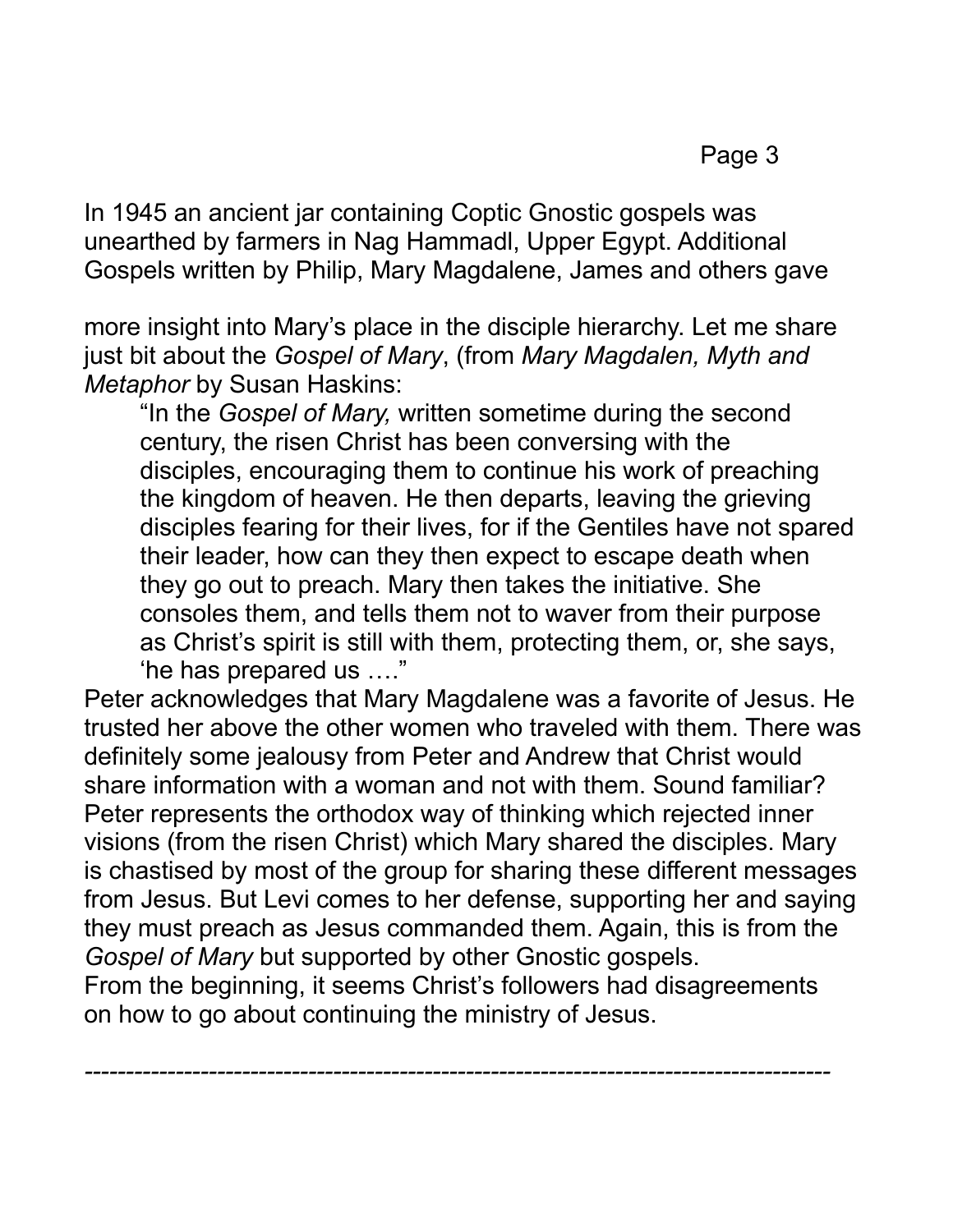In 1945 an ancient jar containing Coptic Gnostic gospels was unearthed by farmers in Nag Hammadl, Upper Egypt. Additional Gospels written by Philip, Mary Magdalene, James and others gave

more insight into Mary's place in the disciple hierarchy. Let me share just bit about the *Gospel of Mary*, (from *Mary Magdalen, Myth and Metaphor* by Susan Haskins:

> "In the *Gospel of Mary,* written sometime during the second century, the risen Christ has been conversing with the disciples, encouraging them to continue his work of preaching the kingdom of heaven. He then departs, leaving the grieving disciples fearing for their lives, for if the Gentiles have not spared their leader, how can they then expect to escape death when they go out to preach. Mary then takes the initiative. She consoles them, and tells them not to waver from their purpose as Christ's spirit is still with them, protecting them, or, she says, 'he has prepared us ...."

Peter acknowledges that Mary Magdalene was a favorite of Jesus. He trusted her above the other women who traveled with them. There was definitely some jealousy from Peter and Andrew that Christ would share information with a woman and not with them. Sound familiar? Peter represents the orthodox way of thinking which rejected inner visions (from the risen Christ) which Mary shared the disciples. Mary is chastised by most of the group for sharing these different messages from Jesus. But Levi comes to her defense, supporting her and saying they must preach as Jesus commanded them. Again, this is from the *Gospel of Mary* but supported by other Gnostic gospels.
From the beginning, it seems Christ's followers had disagreements on how to go about continuing the ministry of Jesus.

---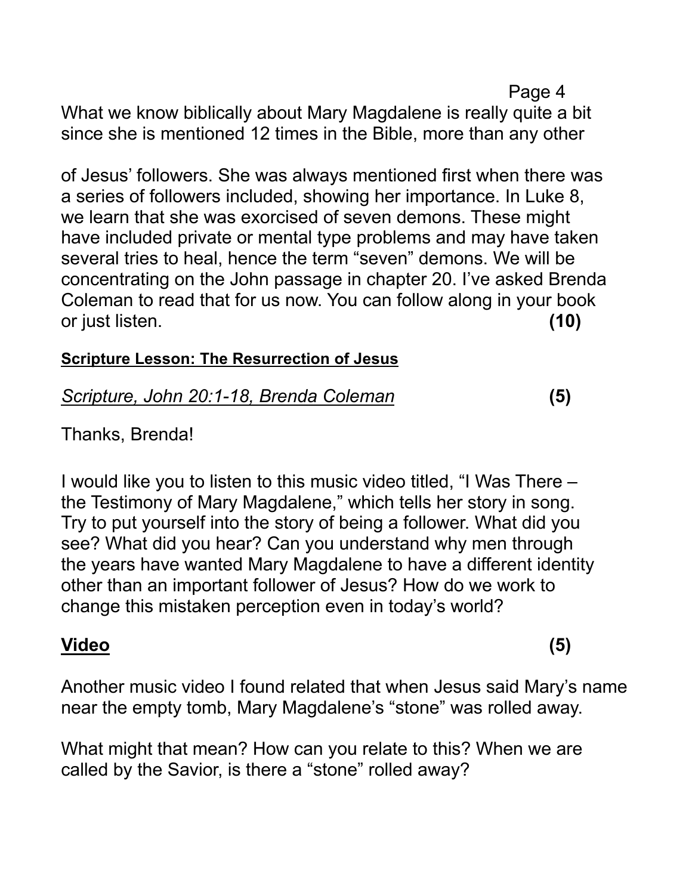What we know biblically about Mary Magdalene is really quite a bit since she is mentioned 12 times in the Bible, more than any other

of Jesus' followers. She was always mentioned first when there was a series of followers included, showing her importance. In Luke 8, we learn that she was exorcised of seven demons. These might have included private or mental type problems and may have taken several tries to heal, hence the term "seven" demons. We will be concentrating on the John passage in chapter 20. I've asked Brenda Coleman to read that for us now. You can follow along in your book or just listen. **(10)**

**<u>Scripture Lesson: The Resurrection of Jesus</u>**

*<u>Scripture, John 20:1-18, Brenda Coleman</u>* **(5)**

Thanks, Brenda!

I would like you to listen to this music video titled, "I Was There – the Testimony of Mary Magdalene," which tells her story in song. Try to put yourself into the story of being a follower. What did you see? What did you hear? Can you understand why men through the years have wanted Mary Magdalene to have a different identity other than an important follower of Jesus? How do we work to change this mistaken perception even in today's world?

**<u>Video</u>** **(5)**

Another music video I found related that when Jesus said Mary's name near the empty tomb, Mary Magdalene's "stone" was rolled away.

What might that mean? How can you relate to this? When we are called by the Savior, is there a "stone" rolled away?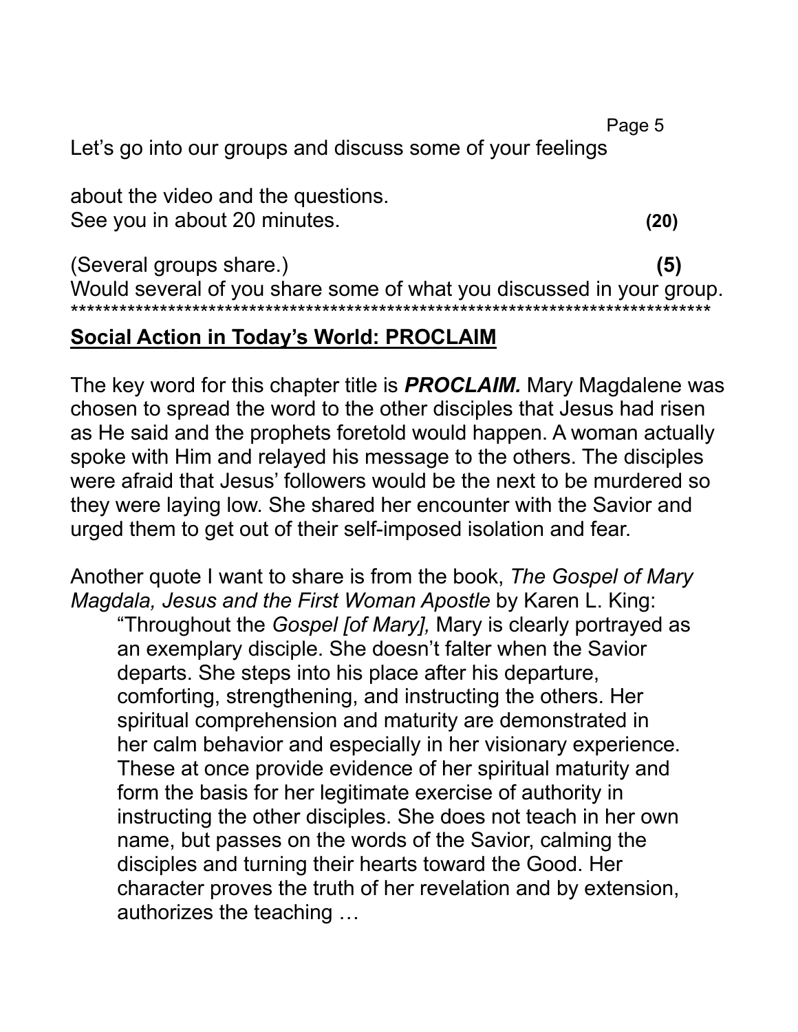Let's go into our groups and discuss some of your feelings

about the video and the questions.
See you in about 20 minutes. **(20)**

(Several groups share.) **(5)**
Would several of you share some of what you discussed in your group.
******************************************************************************

## Social Action in Today's World: PROCLAIM

The key word for this chapter title is ***PROCLAIM.*** Mary Magdalene was chosen to spread the word to the other disciples that Jesus had risen as He said and the prophets foretold would happen. A woman actually spoke with Him and relayed his message to the others. The disciples were afraid that Jesus' followers would be the next to be murdered so they were laying low. She shared her encounter with the Savior and urged them to get out of their self-imposed isolation and fear.

Another quote I want to share is from the book, *The Gospel of Mary Magdala, Jesus and the First Woman Apostle* by Karen L. King:

> "Throughout the *Gospel [of Mary],* Mary is clearly portrayed as an exemplary disciple. She doesn't falter when the Savior departs. She steps into his place after his departure, comforting, strengthening, and instructing the others. Her spiritual comprehension and maturity are demonstrated in her calm behavior and especially in her visionary experience. These at once provide evidence of her spiritual maturity and form the basis for her legitimate exercise of authority in instructing the other disciples. She does not teach in her own name, but passes on the words of the Savior, calming the disciples and turning their hearts toward the Good. Her character proves the truth of her revelation and by extension, authorizes the teaching …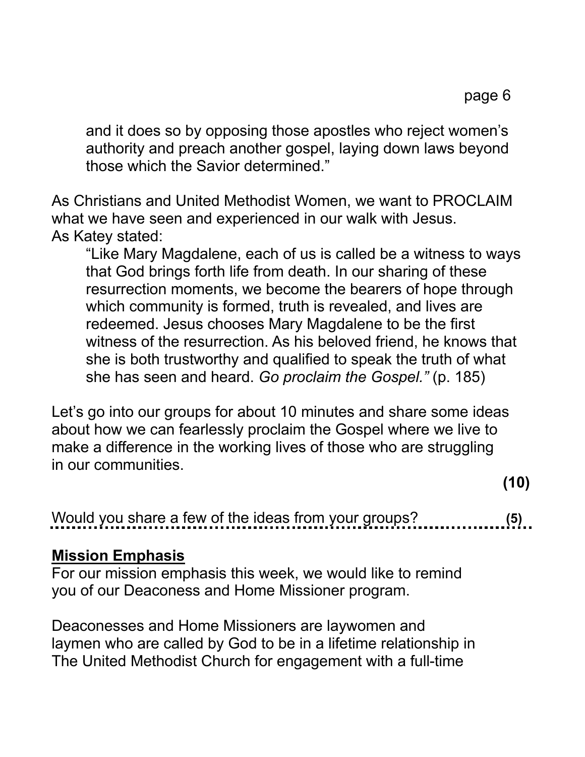> and it does so by opposing those apostles who reject women's authority and preach another gospel, laying down laws beyond those which the Savior determined."

As Christians and United Methodist Women, we want to PROCLAIM what we have seen and experienced in our walk with Jesus.
As Katey stated:

> "Like Mary Magdalene, each of us is called be a witness to ways that God brings forth life from death. In our sharing of these resurrection moments, we become the bearers of hope through which community is formed, truth is revealed, and lives are redeemed. Jesus chooses Mary Magdalene to be the first witness of the resurrection. As his beloved friend, he knows that she is both trustworthy and qualified to speak the truth of what she has seen and heard. *Go proclaim the Gospel."* (p. 185)

Let's go into our groups for about 10 minutes and share some ideas about how we can fearlessly proclaim the Gospel where we live to make a difference in the working lives of those who are struggling in our communities.

**(10)**

Would you share a few of the ideas from your groups? **(5)**

## **Mission Emphasis**

For our mission emphasis this week, we would like to remind you of our Deaconess and Home Missioner program.

Deaconesses and Home Missioners are laywomen and laymen who are called by God to be in a lifetime relationship in The United Methodist Church for engagement with a full-time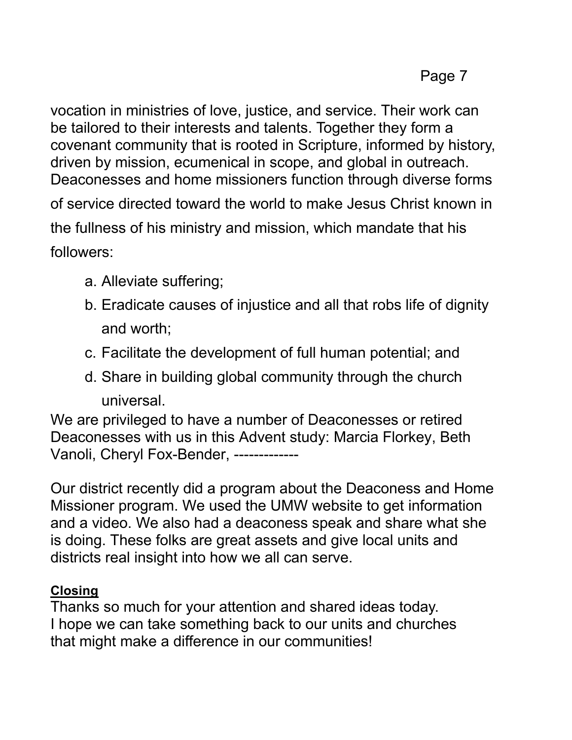vocation in ministries of love, justice, and service. Their work can be tailored to their interests and talents. Together they form a covenant community that is rooted in Scripture, informed by history, driven by mission, ecumenical in scope, and global in outreach. Deaconesses and home missioners function through diverse forms of service directed toward the world to make Jesus Christ known in the fullness of his ministry and mission, which mandate that his followers:

a. Alleviate suffering;
b. Eradicate causes of injustice and all that robs life of dignity and worth;
c. Facilitate the development of full human potential; and
d. Share in building global community through the church universal.

We are privileged to have a number of Deaconesses or retired Deaconesses with us in this Advent study: Marcia Florkey, Beth Vanoli, Cheryl Fox-Bender, -------------

Our district recently did a program about the Deaconess and Home Missioner program. We used the UMW website to get information and a video. We also had a deaconess speak and share what she is doing. These folks are great assets and give local units and districts real insight into how we all can serve.

**Closing**

Thanks so much for your attention and shared ideas today.
I hope we can take something back to our units and churches that might make a difference in our communities!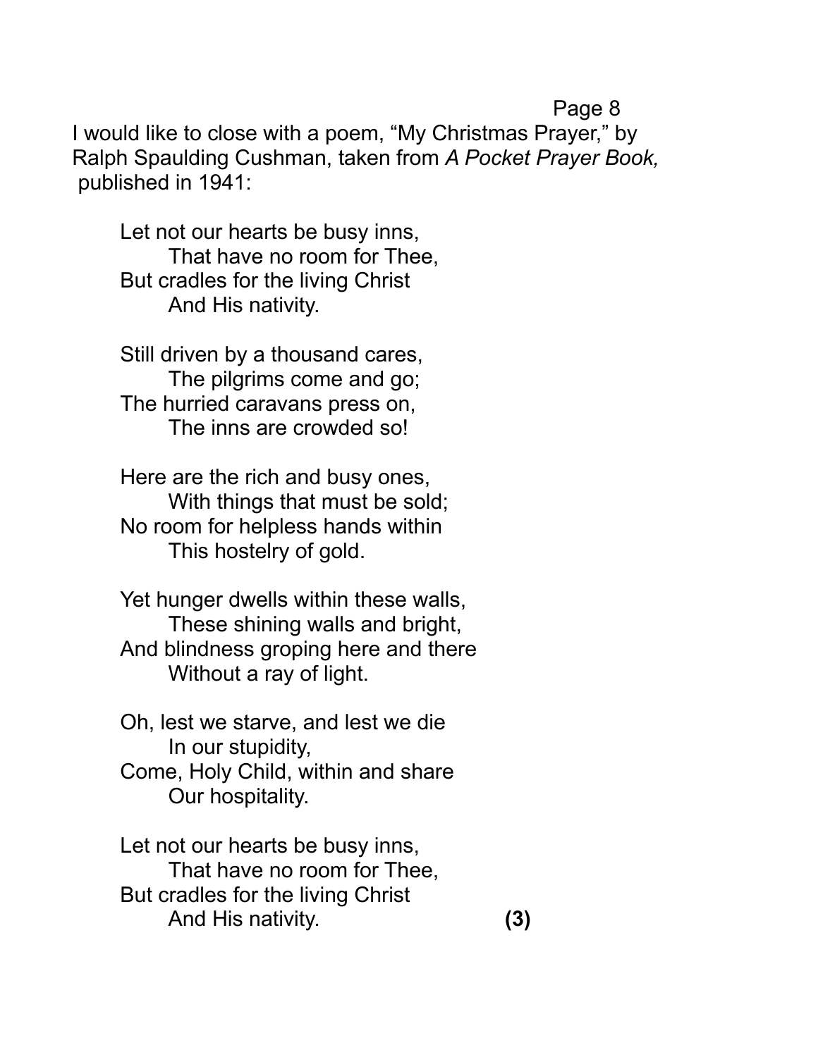I would like to close with a poem, "My Christmas Prayer," by Ralph Spaulding Cushman, taken from *A Pocket Prayer Book,* published in 1941:

> Let not our hearts be busy inns,
> That have no room for Thee,
> But cradles for the living Christ
> And His nativity.
>
> Still driven by a thousand cares,
> The pilgrims come and go;
> The hurried caravans press on,
> The inns are crowded so!
>
> Here are the rich and busy ones,
> With things that must be sold;
> No room for helpless hands within
> This hostelry of gold.
>
> Yet hunger dwells within these walls,
> These shining walls and bright,
> And blindness groping here and there
> Without a ray of light.
>
> Oh, lest we starve, and lest we die
> In our stupidity,
> Come, Holy Child, within and share
> Our hospitality.
>
> Let not our hearts be busy inns,
> That have no room for Thee,
> But cradles for the living Christ
> And His nativity. **(3)**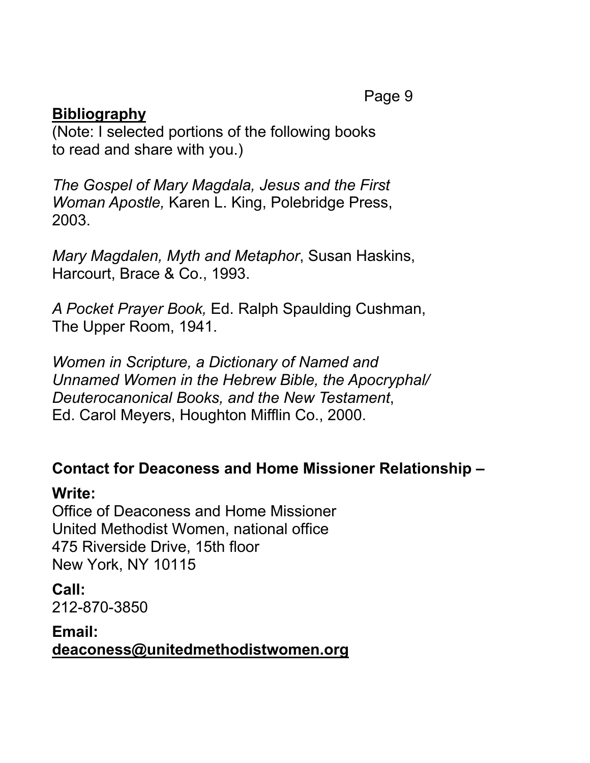## Bibliography

(Note: I selected portions of the following books to read and share with you.)

*The Gospel of Mary Magdala, Jesus and the First Woman Apostle,* Karen L. King, Polebridge Press, 2003.

*Mary Magdalen, Myth and Metaphor*, Susan Haskins, Harcourt, Brace & Co., 1993.

*A Pocket Prayer Book,* Ed. Ralph Spaulding Cushman, The Upper Room, 1941.

*Women in Scripture, a Dictionary of Named and Unnamed Women in the Hebrew Bible, the Apocryphal/ Deuterocanonical Books, and the New Testament*, Ed. Carol Meyers, Houghton Mifflin Co., 2000.

**Contact for Deaconess and Home Missioner Relationship –**

**Write:**

Office of Deaconess and Home Missioner
United Methodist Women, national office
475 Riverside Drive, 15th floor
New York, NY 10115

**Call:**

212-870-3850

**Email:**

**deaconess@unitedmethodistwomen.org**